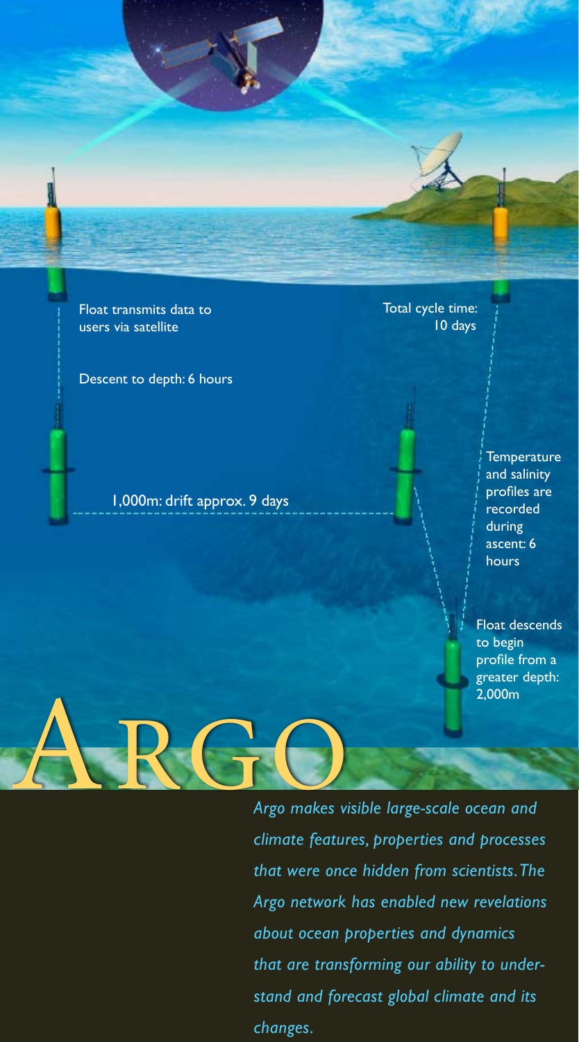Float transmits data to users via satellite

Descent to depth: 6 hours

1,000m: drift approx. 9 days

Total cycle time: 10 days

Temperature and salinity profiles are recorded during ascent: 6 hours

Float descends to begin profile from a greater depth: 2,000m

# ARGO

*Argo makes visible large-scale ocean and climate features, properties and processes that were once hidden from scientists. The Argo network has enabled new revelations about ocean properties and dynamics that are transforming our ability to understand and forecast global climate and its changes.*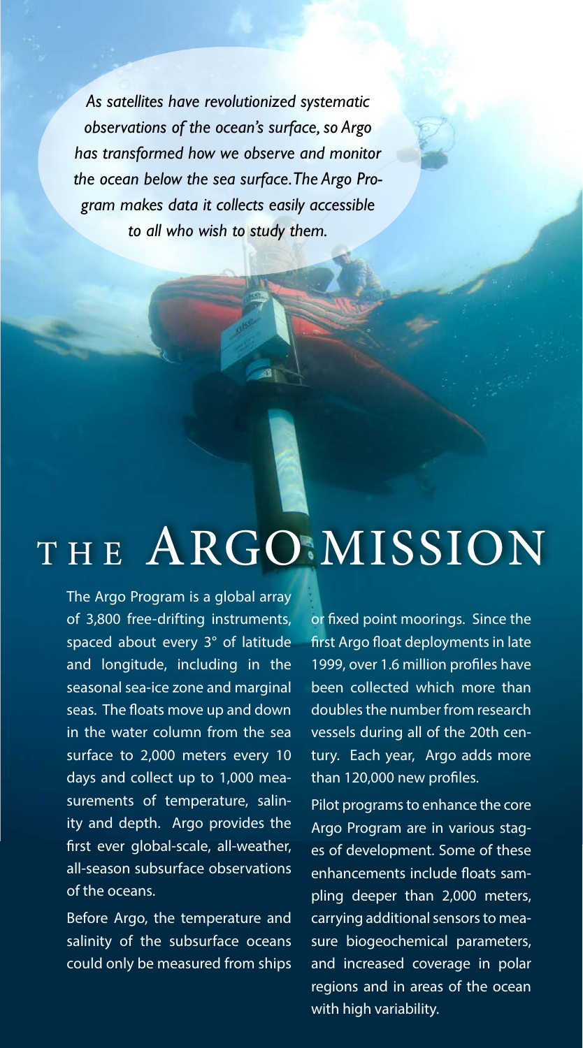*As satellites have revolutionized systematic observations of the ocean's surface, so Argo has transformed how we observe and monitor the ocean below the sea surface. The Argo Program makes data it collects easily accessible to all who wish to study them.*

# THE ARGO MISSION

The Argo Program is a global array of 3,800 free-drifting instruments, spaced about every 3° of latitude and longitude, including in the seasonal sea-ice zone and marginal seas. The floats move up and down in the water column from the sea surface to 2,000 meters every 10 days and collect up to 1,000 measurements of temperature, salinity and depth. Argo provides the first ever global-scale, all-weather, all-season subsurface observations of the oceans.

Before Argo, the temperature and salinity of the subsurface oceans could only be measured from ships or fixed point moorings. Since the first Argo float deployments in late 1999, over 1.6 million profiles have been collected which more than doubles the number from research vessels during all of the 20th century. Each year, Argo adds more than 120,000 new profiles.

Pilot programs to enhance the core Argo Program are in various stages of development. Some of these enhancements include floats sampling deeper than 2,000 meters, carrying additional sensors to measure biogeochemical parameters, and increased coverage in polar regions and in areas of the ocean with high variability.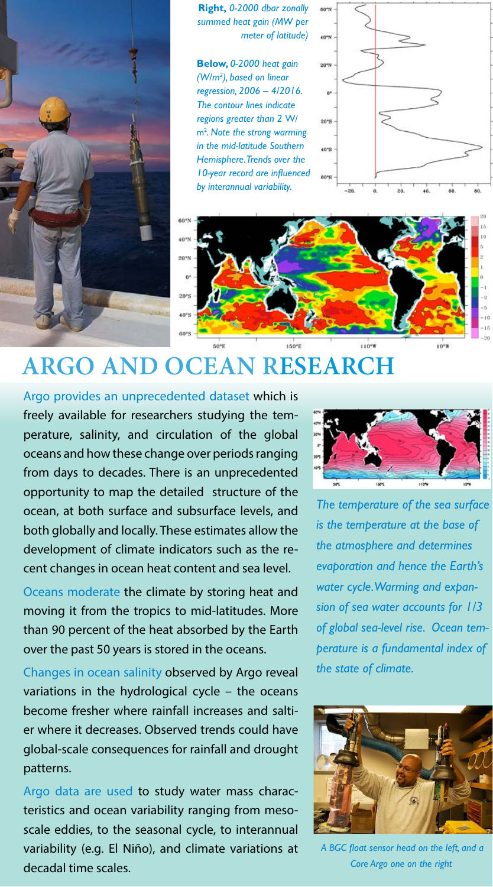**Right,** *0-2000 dbar zonally summed heat gain (MW per meter of latitude)*

**Below,** *0-2000 heat gain (W/m²), based on linear regression, 2006 – 4/2016. The contour lines indicate regions greater than 2 W/m². Note the strong warming in the mid-latitude Southern Hemisphere. Trends over the 10-year record are influenced by interannual variability.*

# ARGO AND OCEAN RESEARCH

Argo provides an unprecedented dataset which is freely available for researchers studying the temperature, salinity, and circulation of the global oceans and how these change over periods ranging from days to decades. There is an unprecedented opportunity to map the detailed structure of the ocean, at both surface and subsurface levels, and both globally and locally. These estimates allow the development of climate indicators such as the recent changes in ocean heat content and sea level.

Oceans moderate the climate by storing heat and moving it from the tropics to mid-latitudes. More than 90 percent of the heat absorbed by the Earth over the past 50 years is stored in the oceans.

Changes in ocean salinity observed by Argo reveal variations in the hydrological cycle – the oceans become fresher where rainfall increases and saltier where it decreases. Observed trends could have global-scale consequences for rainfall and drought patterns.

Argo data are used to study water mass characteristics and ocean variability ranging from mesoscale eddies, to the seasonal cycle, to interannual variability (e.g. El Niño), and climate variations at decadal time scales.

*The temperature of the sea surface is the temperature at the base of the atmosphere and determines evaporation and hence the Earth's water cycle. Warming and expansion of sea water accounts for 1/3 of global sea-level rise. Ocean temperature is a fundamental index of the state of climate.*

*A BGC float sensor head on the left, and a Core Argo one on the right*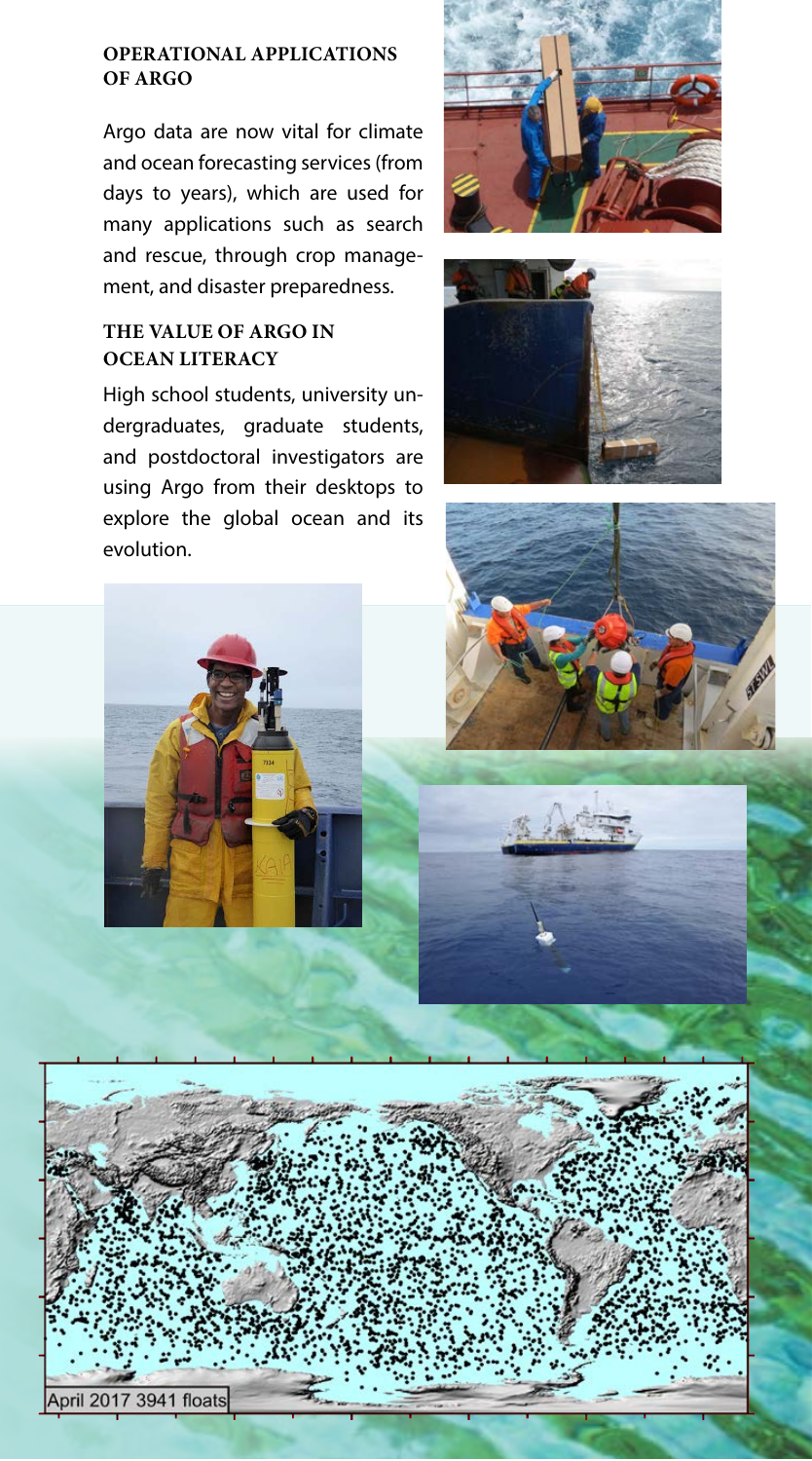## OPERATIONAL APPLICATIONS OF ARGO

Argo data are now vital for climate and ocean forecasting services (from days to years), which are used for many applications such as search and rescue, through crop management, and disaster preparedness.

## THE VALUE OF ARGO IN OCEAN LITERACY

High school students, university undergraduates, graduate students, and postdoctoral investigators are using Argo from their desktops to explore the global ocean and its evolution.

April 2017 3941 floats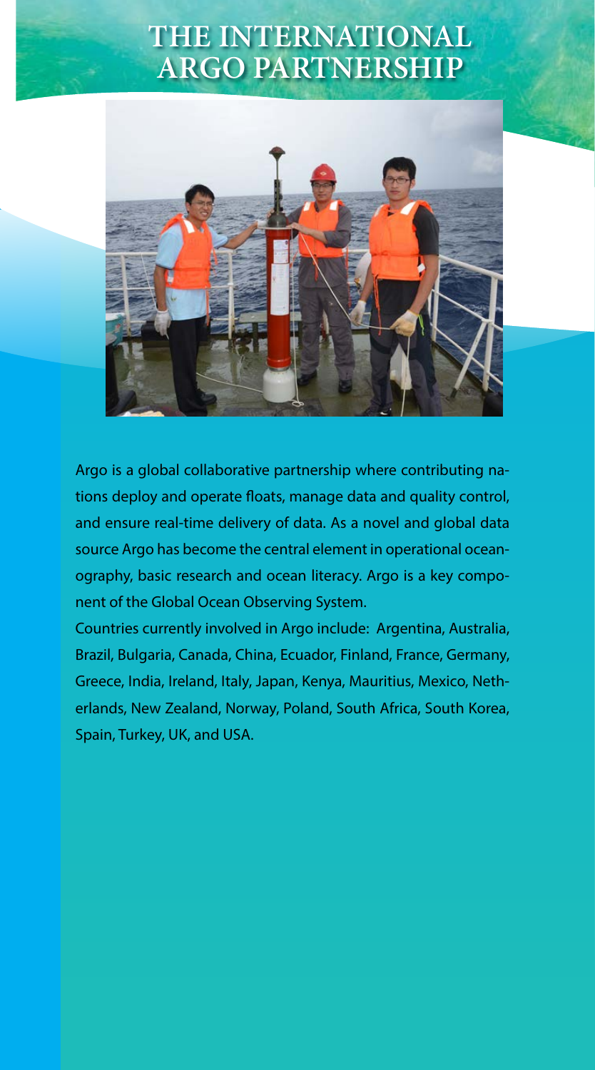# THE INTERNATIONAL ARGO PARTNERSHIP

Argo is a global collaborative partnership where contributing nations deploy and operate floats, manage data and quality control, and ensure real-time delivery of data. As a novel and global data source Argo has become the central element in operational oceanography, basic research and ocean literacy. Argo is a key component of the Global Ocean Observing System.

Countries currently involved in Argo include: Argentina, Australia, Brazil, Bulgaria, Canada, China, Ecuador, Finland, France, Germany, Greece, India, Ireland, Italy, Japan, Kenya, Mauritius, Mexico, Netherlands, New Zealand, Norway, Poland, South Africa, South Korea, Spain, Turkey, UK, and USA.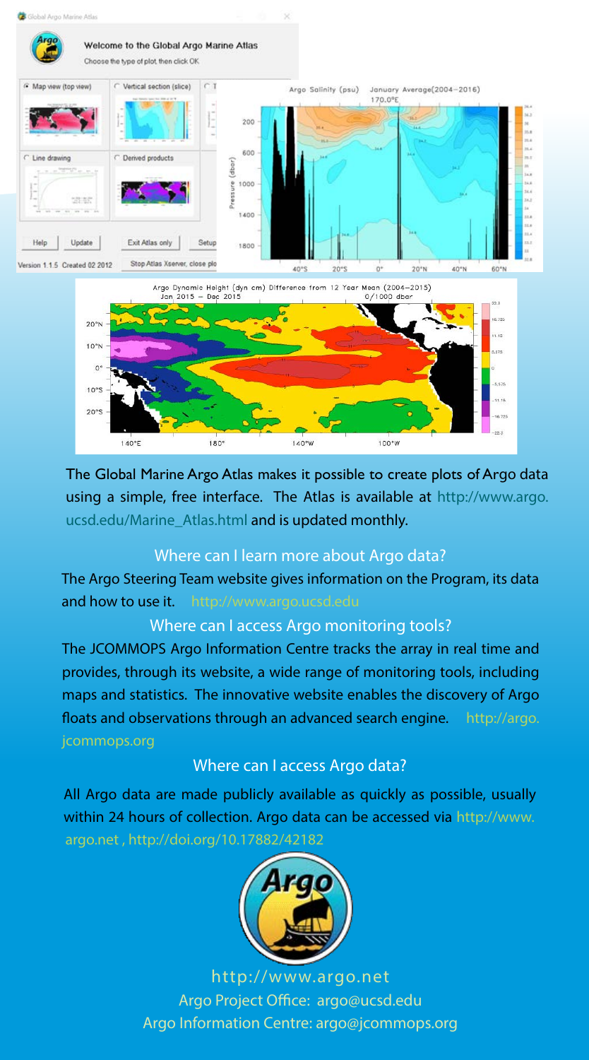Global Argo Marine Atlas

Welcome to the Global Argo Marine Atlas

Choose the type of plot, then click OK

Map view (top view)

Vertical section (slice)

Line drawing

Derived products

Help

Update

Exit Atlas only

Setup

Stop Atlas Xserver, close plo

Version 1.1.5 Created 02 2012

Argo Salinity (psu) January Average(2004–2016)

170.0°E

Pressure (dbar)

200

600

1000

1400

1800

40°S 20°S 0° 20°N 40°N 60°N

Argo Dynamic Height (dyn cm) Difference from 12 Year Mean (2004–2015)

Jan 2015 – Dec 2015

0/1000 dbar

20°N

10°N

0°

10°S

20°S

140°E 180° 140°W 100°W

The Global Marine Argo Atlas makes it possible to create plots of Argo data using a simple, free interface. The Atlas is available at http://www.argo.ucsd.edu/Marine_Atlas.html and is updated monthly.

## Where can I learn more about Argo data?

The Argo Steering Team website gives information on the Program, its data and how to use it. http://www.argo.ucsd.edu

## Where can I access Argo monitoring tools?

The JCOMMOPS Argo Information Centre tracks the array in real time and provides, through its website, a wide range of monitoring tools, including maps and statistics. The innovative website enables the discovery of Argo floats and observations through an advanced search engine. http://argo.jcommops.org

## Where can I access Argo data?

All Argo data are made publicly available as quickly as possible, usually within 24 hours of collection. Argo data can be accessed via http://www.argo.net , http://doi.org/10.17882/42182

http://www.argo.net

Argo Project Office: argo@ucsd.edu

Argo Information Centre: argo@jcommops.org